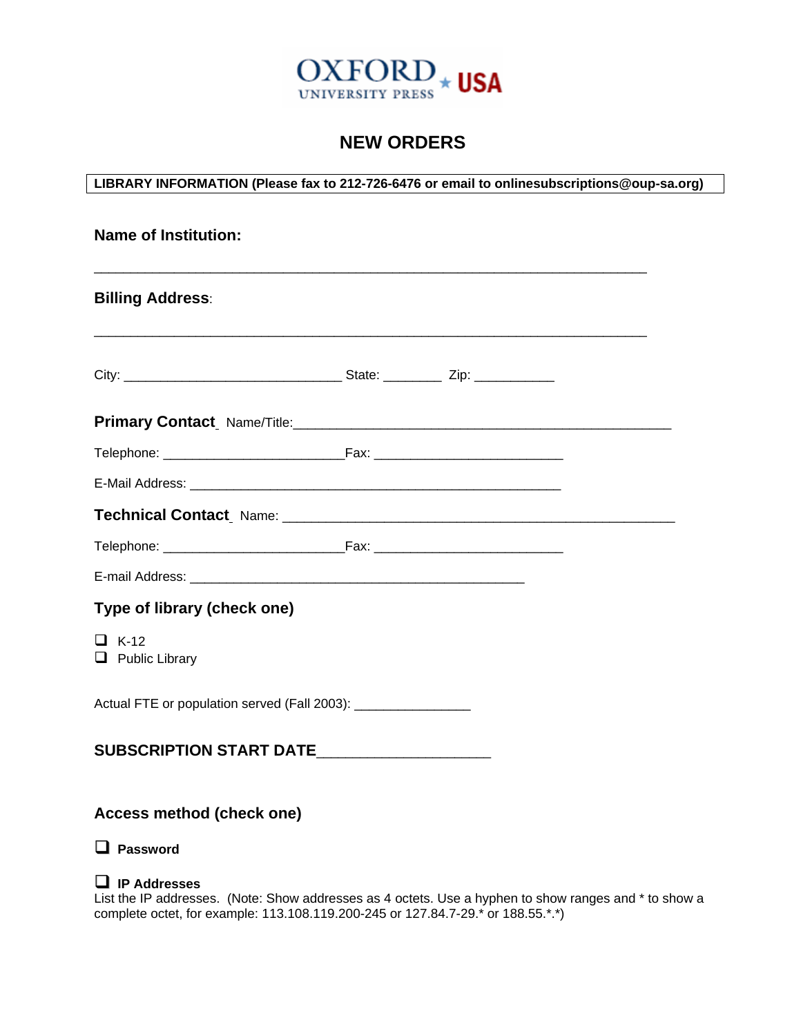OXFORD UNIVERSITY PRESS ★ USA

# NEW ORDERS

**LIBRARY INFORMATION (Please fax to 212-726-6476 or email to onlinesubscriptions@oup-sa.org)**

**Name of Institution:**

_______________________________________________________________________________

**Billing Address**:

_______________________________________________________________________________

City: _______________________________ State: ________ Zip: ___________

**Primary Contact** Name/Title:_____________________________________________________

Telephone: ________________________Fax: _________________________

E-Mail Address: __________________________________________________

**Technical Contact** Name: ______________________________________________________

Telephone: ________________________Fax: _________________________

E-mail Address: _____________________________________________

**Type of library (check one)**

- ❑ K-12
- ❑ Public Library

Actual FTE or population served (Fall 2003): _______________

**SUBSCRIPTION START DATE**____________________

**Access method (check one)**

❑ **Password**

❑ **IP Addresses**

List the IP addresses. (Note: Show addresses as 4 octets. Use a hyphen to show ranges and * to show a complete octet, for example: 113.108.119.200-245 or 127.84.7-29.* or 188.55.*.*)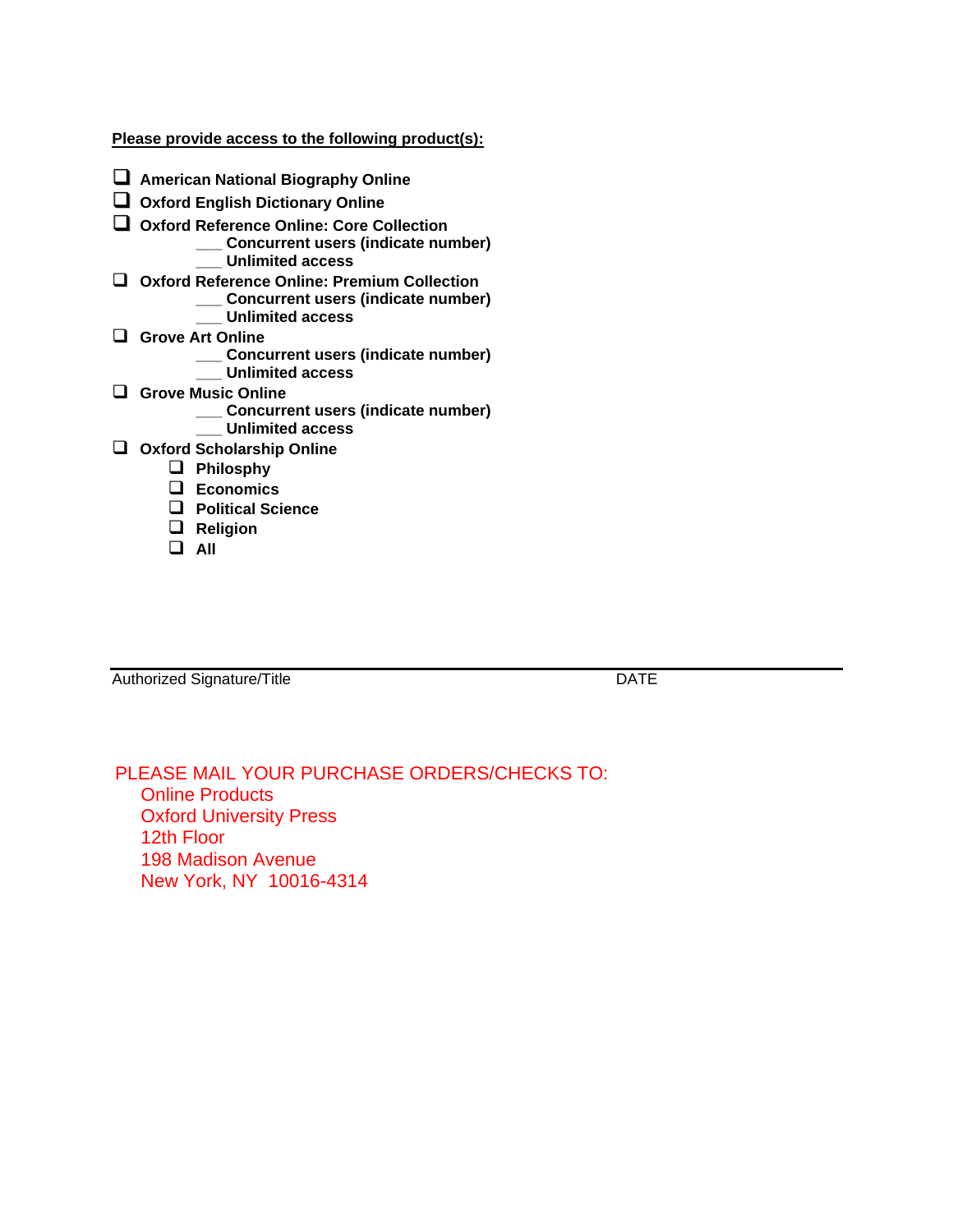**Please provide access to the following product(s):**

- ❑ **American National Biography Online**
- ❑ **Oxford English Dictionary Online**
- ❑ **Oxford Reference Online: Core Collection**
  - ___ **Concurrent users (indicate number)**
  - ___ **Unlimited access**
- ❑ **Oxford Reference Online: Premium Collection**
  - ___ **Concurrent users (indicate number)**
  - ___ **Unlimited access**
- ❑ **Grove Art Online**
  - ___ **Concurrent users (indicate number)**
  - ___ **Unlimited access**
- ❑ **Grove Music Online**
  - ___ **Concurrent users (indicate number)**
  - ___ **Unlimited access**
- ❑ **Oxford Scholarship Online**
  - ❑ **Philosophy**
  - ❑ **Economics**
  - ❑ **Political Science**
  - ❑ **Religion**
  - ❑ **All**

______________________________________________________________________

Authorized Signature/Title DATE

PLEASE MAIL YOUR PURCHASE ORDERS/CHECKS TO:

Online Products  
Oxford University Press  
12th Floor  
198 Madison Avenue  
New York, NY 10016-4314